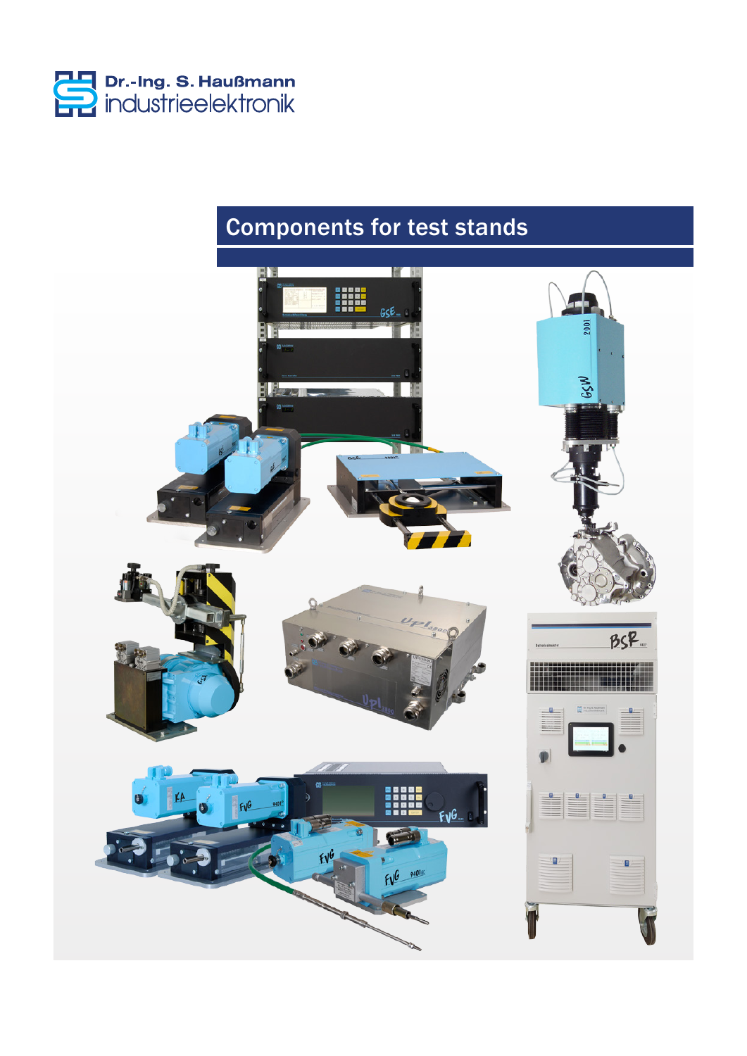Dr.-Ing. S. Haußmann
industrieelektronik

# Components for test stands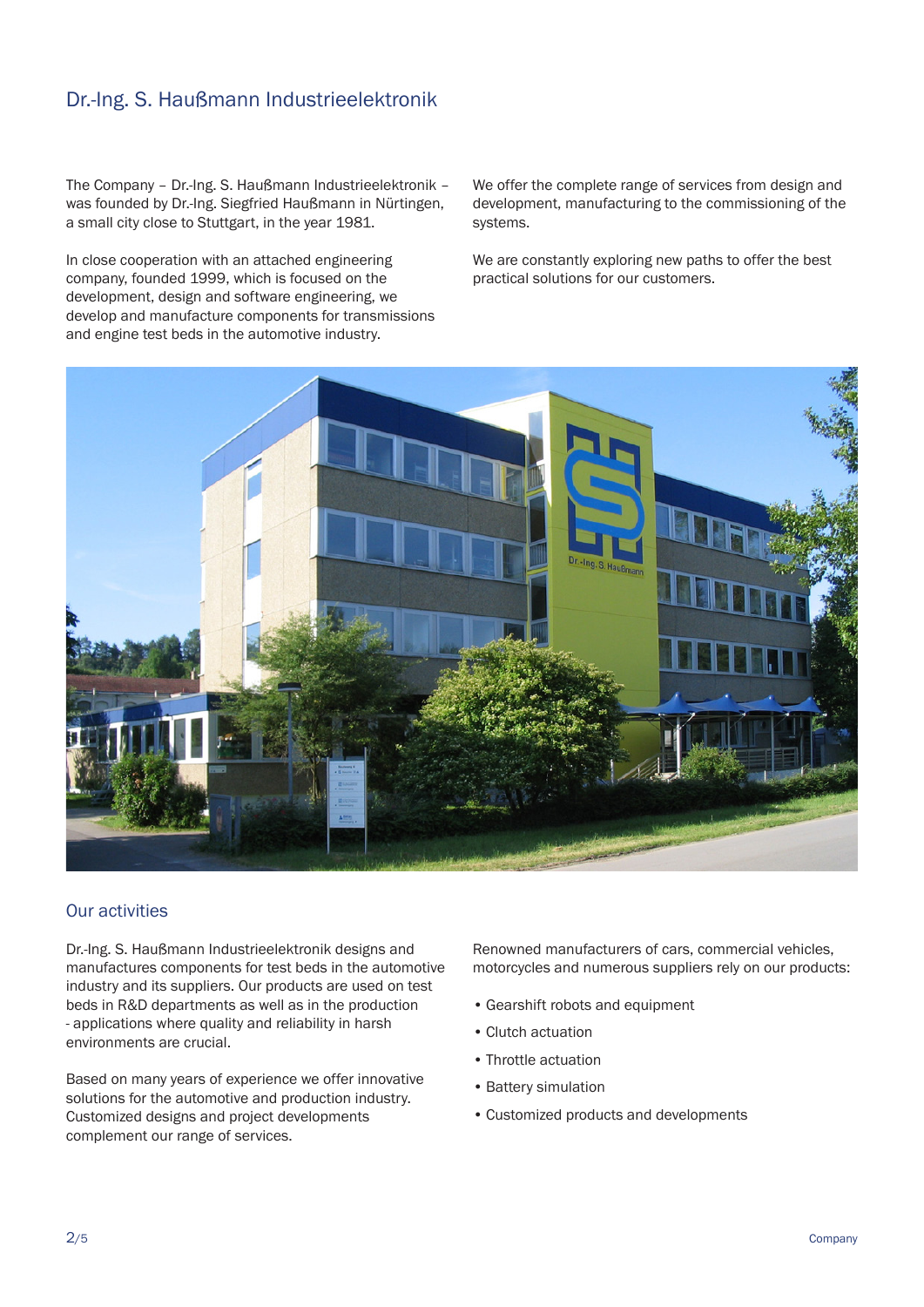# Dr.-Ing. S. Haußmann Industrieelektronik

The Company – Dr.-Ing. S. Haußmann Industrieelektronik – was founded by Dr.-Ing. Siegfried Haußmann in Nürtingen, a small city close to Stuttgart, in the year 1981.

In close cooperation with an attached engineering company, founded 1999, which is focused on the development, design and software engineering, we develop and manufacture components for transmissions and engine test beds in the automotive industry.

We offer the complete range of services from design and development, manufacturing to the commissioning of the systems.

We are constantly exploring new paths to offer the best practical solutions for our customers.

## Our activities

Dr.-Ing. S. Haußmann Industrieelektronik designs and manufactures components for test beds in the automotive industry and its suppliers. Our products are used on test beds in R&D departments as well as in the production - applications where quality and reliability in harsh environments are crucial.

Based on many years of experience we offer innovative solutions for the automotive and production industry. Customized designs and project developments complement our range of services.

Renowned manufacturers of cars, commercial vehicles, motorcycles and numerous suppliers rely on our products:

- Gearshift robots and equipment
- Clutch actuation
- Throttle actuation
- Battery simulation
- Customized products and developments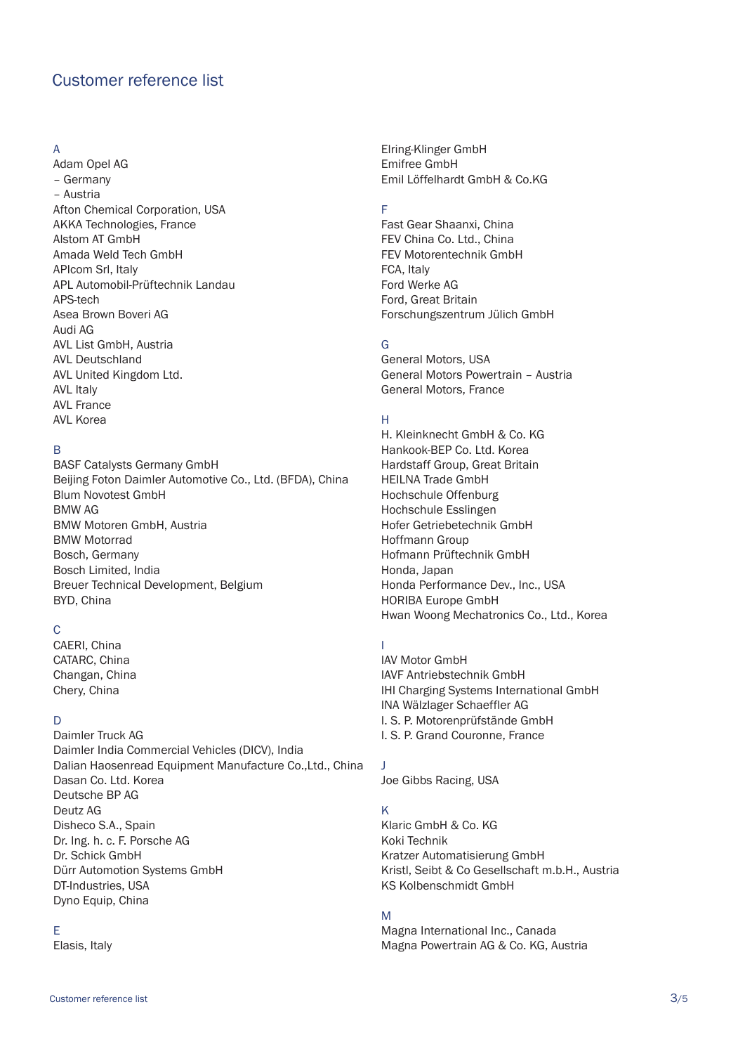## Customer reference list

A

Adam Opel AG
– Germany
– Austria
Afton Chemical Corporation, USA
AKKA Technologies, France
Alstom AT GmbH
Amada Weld Tech GmbH
APIcom Srl, Italy
APL Automobil-Prüftechnik Landau
APS-tech
Asea Brown Boveri AG
Audi AG
AVL List GmbH, Austria
AVL Deutschland
AVL United Kingdom Ltd.
AVL Italy
AVL France
AVL Korea

B

BASF Catalysts Germany GmbH
Beijing Foton Daimler Automotive Co., Ltd. (BFDA), China
Blum Novotest GmbH
BMW AG
BMW Motoren GmbH, Austria
BMW Motorrad
Bosch, Germany
Bosch Limited, India
Breuer Technical Development, Belgium
BYD, China

C

CAERI, China
CATARC, China
Changan, China
Chery, China

D

Daimler Truck AG
Daimler India Commercial Vehicles (DICV), India
Dalian Haosenread Equipment Manufacture Co.,Ltd., China
Dasan Co. Ltd. Korea
Deutsche BP AG
Deutz AG
Disheco S.A., Spain
Dr. Ing. h. c. F. Porsche AG
Dr. Schick GmbH
Dürr Automotion Systems GmbH
DT-Industries, USA
Dyno Equip, China

E

Elasis, Italy
Elring-Klinger GmbH
Emifree GmbH
Emil Löffelhardt GmbH & Co.KG

F

Fast Gear Shaanxi, China
FEV China Co. Ltd., China
FEV Motorentechnik GmbH
FCA, Italy
Ford Werke AG
Ford, Great Britain
Forschungszentrum Jülich GmbH

G

General Motors, USA
General Motors Powertrain – Austria
General Motors, France

H

H. Kleinknecht GmbH & Co. KG
Hankook-BEP Co. Ltd. Korea
Hardstaff Group, Great Britain
HEILNA Trade GmbH
Hochschule Offenburg
Hochschule Esslingen
Hofer Getriebetechnik GmbH
Hoffmann Group
Hofmann Prüftechnik GmbH
Honda, Japan
Honda Performance Dev., Inc., USA
HORIBA Europe GmbH
Hwan Woong Mechatronics Co., Ltd., Korea

I

IAV Motor GmbH
IAVF Antriebstechnik GmbH
IHI Charging Systems International GmbH
INA Wälzlager Schaeffler AG
I. S. P. Motorenprüfstände GmbH
I. S. P. Grand Couronne, France

J

Joe Gibbs Racing, USA

K

Klaric GmbH & Co. KG
Koki Technik
Kratzer Automatisierung GmbH
Kristl, Seibt & Co Gesellschaft m.b.H., Austria
KS Kolbenschmidt GmbH

M

Magna International Inc., Canada
Magna Powertrain AG & Co. KG, Austria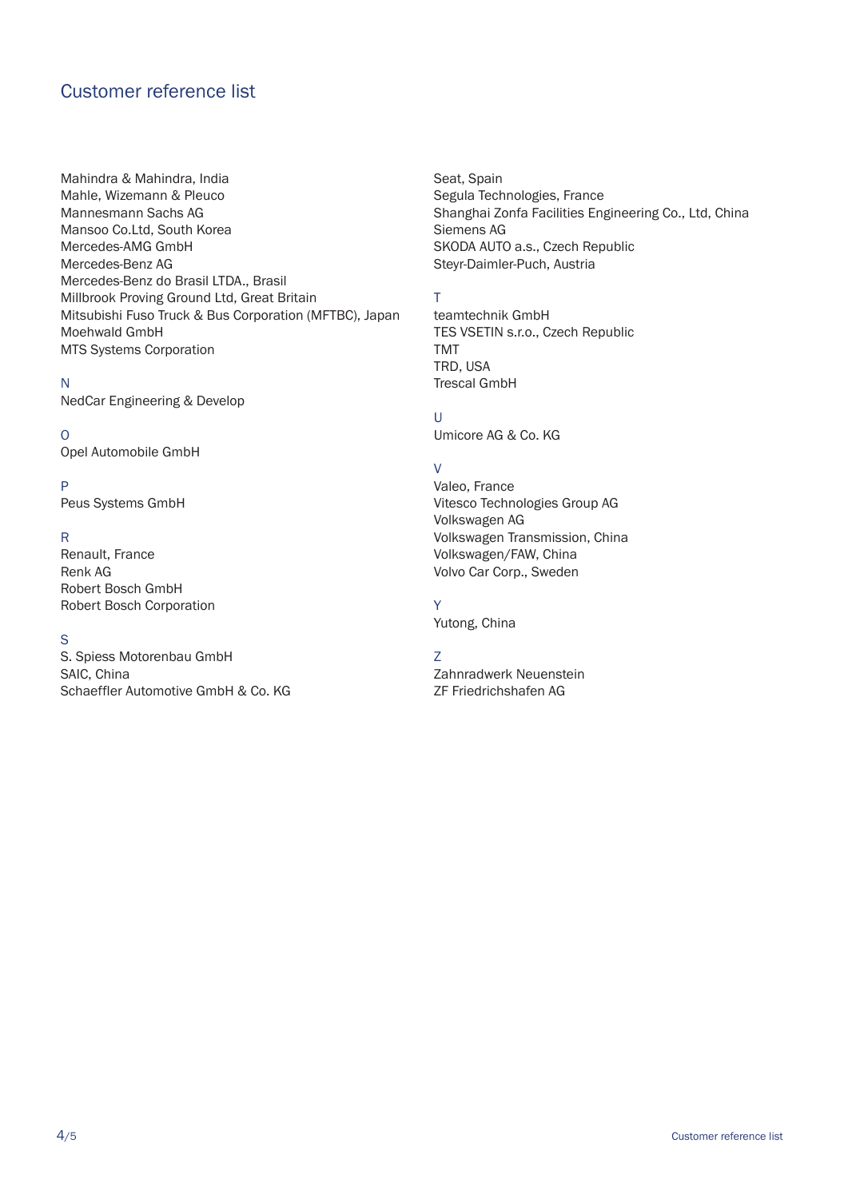## Customer reference list

Mahindra & Mahindra, India
Mahle, Wizemann & Pleuco
Mannesmann Sachs AG
Mansoo Co.Ltd, South Korea
Mercedes-AMG GmbH
Mercedes-Benz AG
Mercedes-Benz do Brasil LTDA., Brasil
Millbrook Proving Ground Ltd, Great Britain
Mitsubishi Fuso Truck & Bus Corporation (MFTBC), Japan
Moehwald GmbH
MTS Systems Corporation

N
NedCar Engineering & Develop

O
Opel Automobile GmbH

P
Peus Systems GmbH

R
Renault, France
Renk AG
Robert Bosch GmbH
Robert Bosch Corporation

S
S. Spiess Motorenbau GmbH
SAIC, China
Schaeffler Automotive GmbH & Co. KG
Seat, Spain
Segula Technologies, France
Shanghai Zonfa Facilities Engineering Co., Ltd, China
Siemens AG
SKODA AUTO a.s., Czech Republic
Steyr-Daimler-Puch, Austria

T
teamtechnik GmbH
TES VSETIN s.r.o., Czech Republic
TMT
TRD, USA
Trescal GmbH

U
Umicore AG & Co. KG

V
Valeo, France
Vitesco Technologies Group AG
Volkswagen AG
Volkswagen Transmission, China
Volkswagen/FAW, China
Volvo Car Corp., Sweden

Y
Yutong, China

Z
Zahnradwerk Neuenstein
ZF Friedrichshafen AG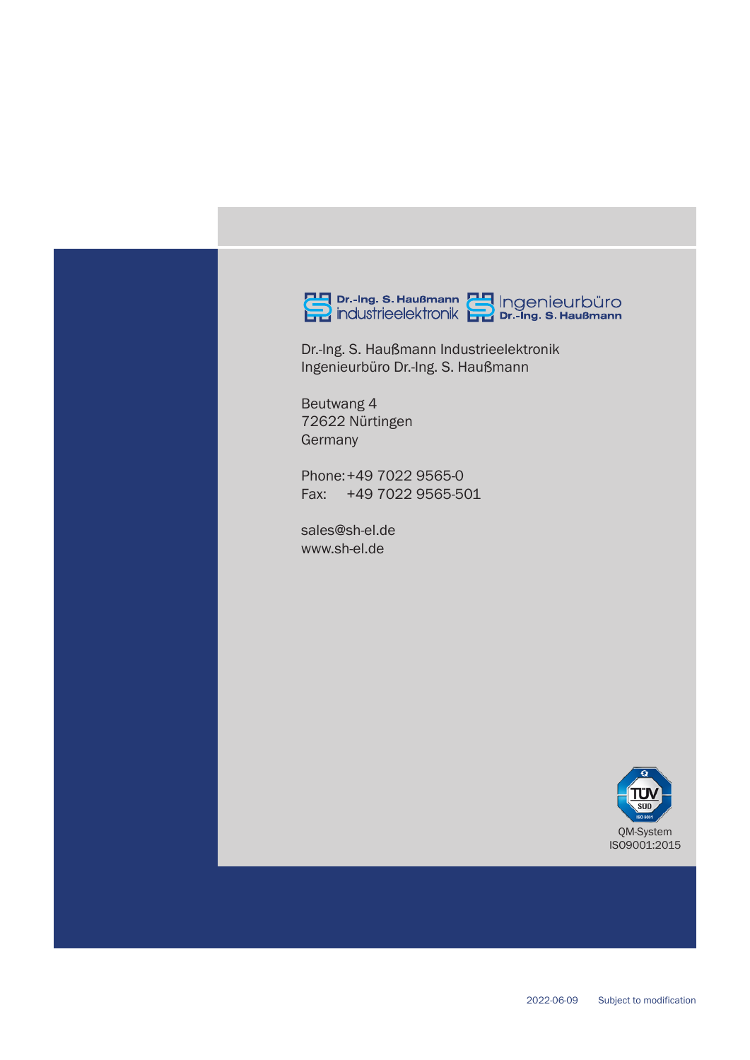Dr.-Ing. S. Haußmann Industrieelektronik
Ingenieurbüro Dr.-Ing. S. Haußmann

Beutwang 4
72622 Nürtingen
Germany

Phone: +49 7022 9565-0
Fax: +49 7022 9565-501

sales@sh-el.de
www.sh-el.de

QM-System
ISO9001:2015

2022-06-09 Subject to modification